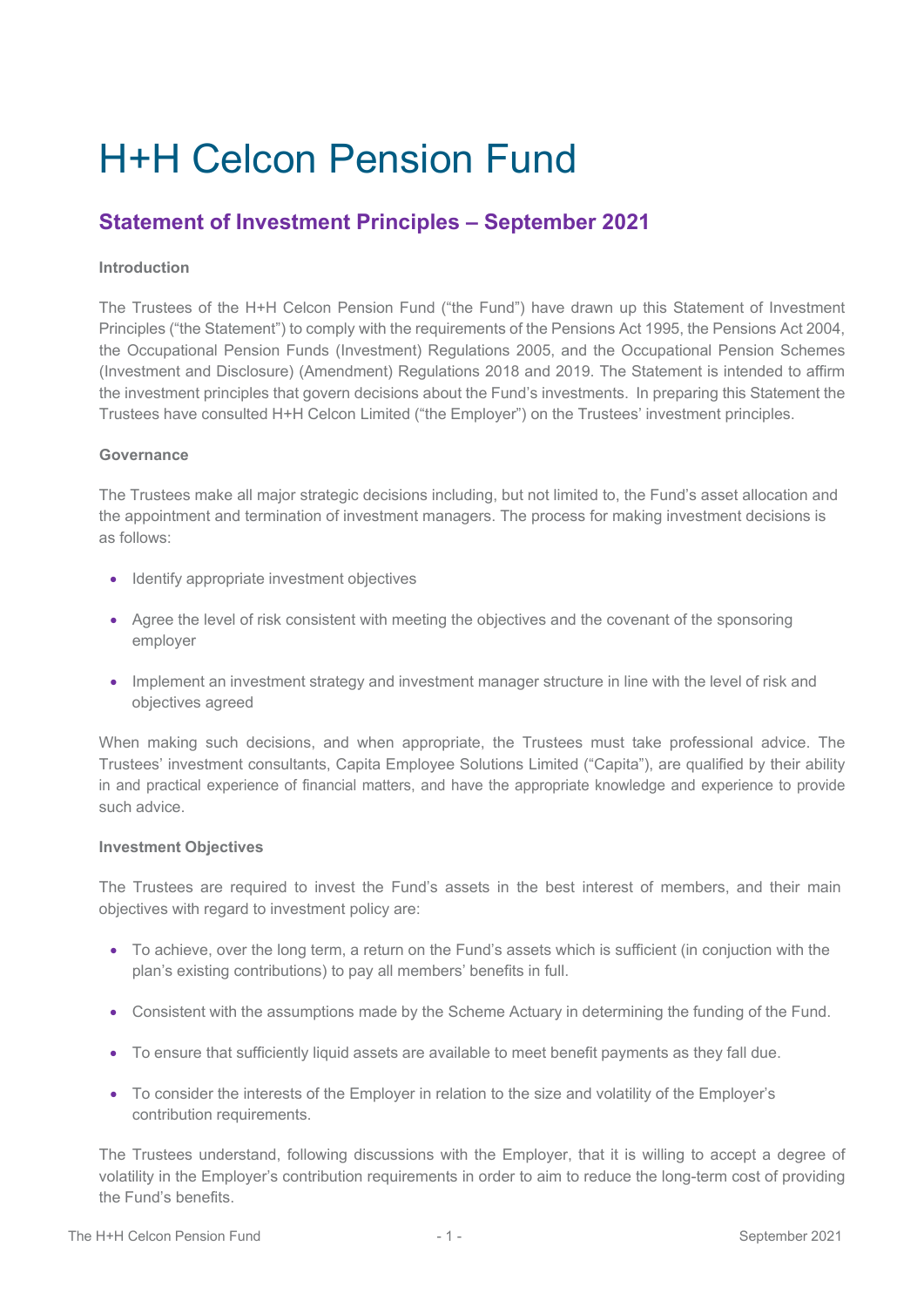# H+H Celcon Pension Fund

## Statement of Investment Principles – September 2021

**Introduction**

The Trustees of the H+H Celcon Pension Fund ("the Fund") have drawn up this Statement of Investment Principles ("the Statement") to comply with the requirements of the Pensions Act 1995, the Pensions Act 2004, the Occupational Pension Funds (Investment) Regulations 2005, and the Occupational Pension Schemes (Investment and Disclosure) (Amendment) Regulations 2018 and 2019. The Statement is intended to affirm the investment principles that govern decisions about the Fund's investments. In preparing this Statement the Trustees have consulted H+H Celcon Limited ("the Employer") on the Trustees' investment principles.

**Governance**

The Trustees make all major strategic decisions including, but not limited to, the Fund's asset allocation and the appointment and termination of investment managers. The process for making investment decisions is as follows:

- Identify appropriate investment objectives
- Agree the level of risk consistent with meeting the objectives and the covenant of the sponsoring employer
- Implement an investment strategy and investment manager structure in line with the level of risk and objectives agreed

When making such decisions, and when appropriate, the Trustees must take professional advice. The Trustees' investment consultants, Capita Employee Solutions Limited ("Capita"), are qualified by their ability in and practical experience of financial matters, and have the appropriate knowledge and experience to provide such advice.

**Investment Objectives**

The Trustees are required to invest the Fund's assets in the best interest of members, and their main objectives with regard to investment policy are:

- To achieve, over the long term, a return on the Fund's assets which is sufficient (in conjuction with the plan's existing contributions) to pay all members' benefits in full.
- Consistent with the assumptions made by the Scheme Actuary in determining the funding of the Fund.
- To ensure that sufficiently liquid assets are available to meet benefit payments as they fall due.
- To consider the interests of the Employer in relation to the size and volatility of the Employer's contribution requirements.

The Trustees understand, following discussions with the Employer, that it is willing to accept a degree of volatility in the Employer's contribution requirements in order to aim to reduce the long-term cost of providing the Fund's benefits.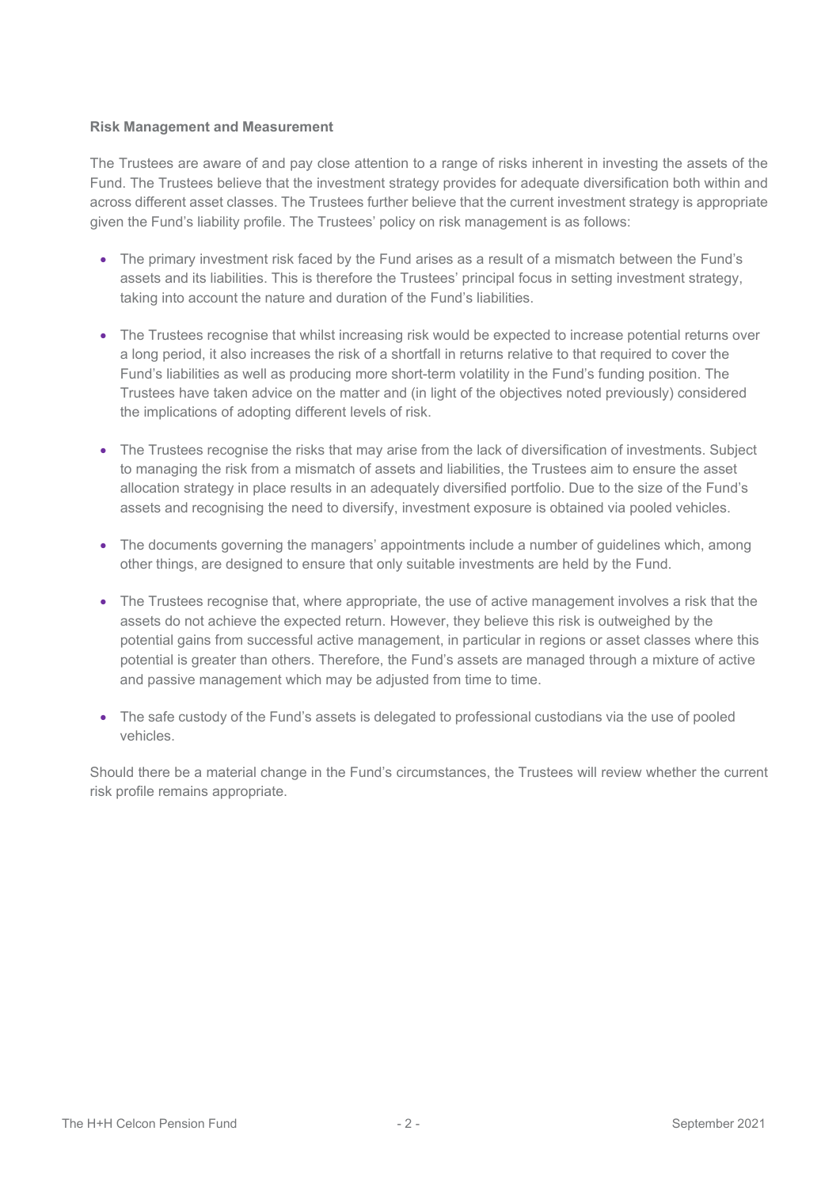**Risk Management and Measurement**

The Trustees are aware of and pay close attention to a range of risks inherent in investing the assets of the Fund. The Trustees believe that the investment strategy provides for adequate diversification both within and across different asset classes. The Trustees further believe that the current investment strategy is appropriate given the Fund's liability profile. The Trustees' policy on risk management is as follows:

- The primary investment risk faced by the Fund arises as a result of a mismatch between the Fund's assets and its liabilities. This is therefore the Trustees' principal focus in setting investment strategy, taking into account the nature and duration of the Fund's liabilities.
- The Trustees recognise that whilst increasing risk would be expected to increase potential returns over a long period, it also increases the risk of a shortfall in returns relative to that required to cover the Fund's liabilities as well as producing more short-term volatility in the Fund's funding position. The Trustees have taken advice on the matter and (in light of the objectives noted previously) considered the implications of adopting different levels of risk.
- The Trustees recognise the risks that may arise from the lack of diversification of investments. Subject to managing the risk from a mismatch of assets and liabilities, the Trustees aim to ensure the asset allocation strategy in place results in an adequately diversified portfolio. Due to the size of the Fund's assets and recognising the need to diversify, investment exposure is obtained via pooled vehicles.
- The documents governing the managers' appointments include a number of guidelines which, among other things, are designed to ensure that only suitable investments are held by the Fund.
- The Trustees recognise that, where appropriate, the use of active management involves a risk that the assets do not achieve the expected return. However, they believe this risk is outweighed by the potential gains from successful active management, in particular in regions or asset classes where this potential is greater than others. Therefore, the Fund's assets are managed through a mixture of active and passive management which may be adjusted from time to time.
- The safe custody of the Fund's assets is delegated to professional custodians via the use of pooled vehicles.

Should there be a material change in the Fund's circumstances, the Trustees will review whether the current risk profile remains appropriate.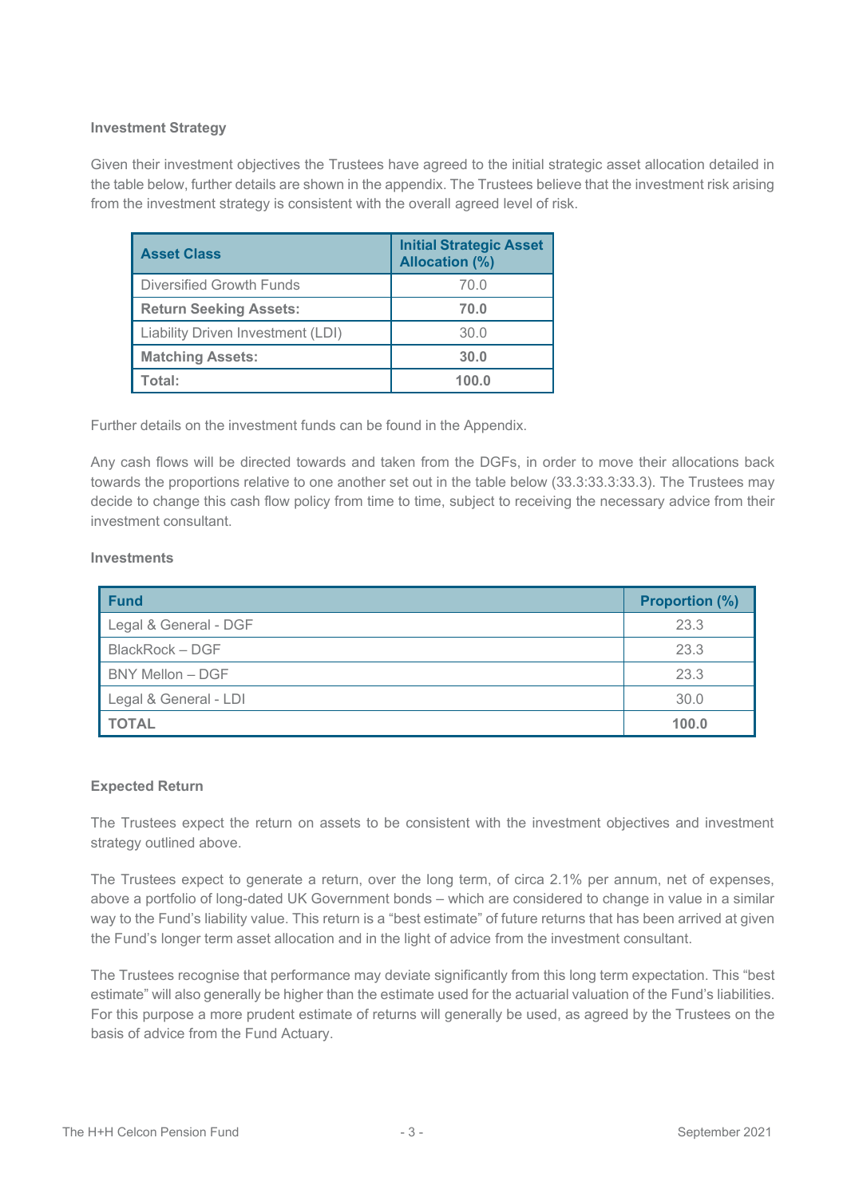### Investment Strategy

Given their investment objectives the Trustees have agreed to the initial strategic asset allocation detailed in the table below, further details are shown in the appendix. The Trustees believe that the investment risk arising from the investment strategy is consistent with the overall agreed level of risk.

| Asset Class | Initial Strategic Asset Allocation (%) |
|---|---|
| Diversified Growth Funds | 70.0 |
| **Return Seeking Assets:** | **70.0** |
| Liability Driven Investment (LDI) | 30.0 |
| **Matching Assets:** | **30.0** |
| **Total:** | **100.0** |

Further details on the investment funds can be found in the Appendix.

Any cash flows will be directed towards and taken from the DGFs, in order to move their allocations back towards the proportions relative to one another set out in the table below (33.3:33.3:33.3). The Trustees may decide to change this cash flow policy from time to time, subject to receiving the necessary advice from their investment consultant.

### Investments

| Fund | Proportion (%) |
|---|---|
| Legal & General - DGF | 23.3 |
| BlackRock – DGF | 23.3 |
| BNY Mellon – DGF | 23.3 |
| Legal & General - LDI | 30.0 |
| **TOTAL** | **100.0** |

### Expected Return

The Trustees expect the return on assets to be consistent with the investment objectives and investment strategy outlined above.

The Trustees expect to generate a return, over the long term, of circa 2.1% per annum, net of expenses, above a portfolio of long-dated UK Government bonds – which are considered to change in value in a similar way to the Fund's liability value. This return is a "best estimate" of future returns that has been arrived at given the Fund's longer term asset allocation and in the light of advice from the investment consultant.

The Trustees recognise that performance may deviate significantly from this long term expectation. This "best estimate" will also generally be higher than the estimate used for the actuarial valuation of the Fund's liabilities. For this purpose a more prudent estimate of returns will generally be used, as agreed by the Trustees on the basis of advice from the Fund Actuary.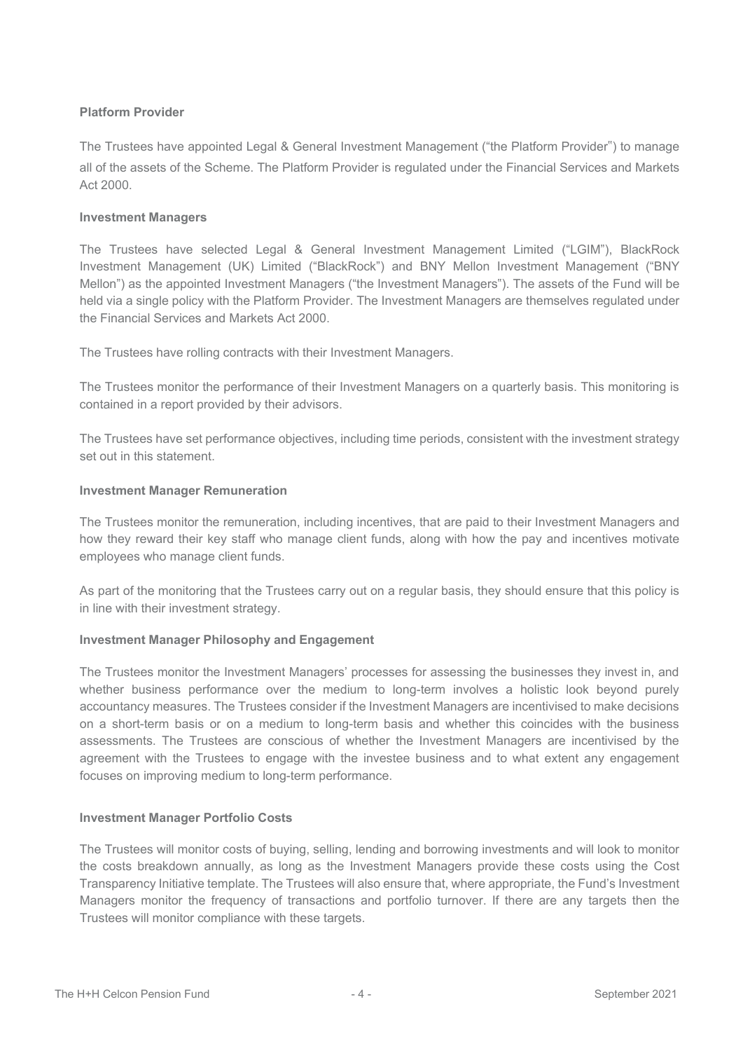## Platform Provider

The Trustees have appointed Legal & General Investment Management ("the Platform Provider") to manage all of the assets of the Scheme. The Platform Provider is regulated under the Financial Services and Markets Act 2000.

## Investment Managers

The Trustees have selected Legal & General Investment Management Limited ("LGIM"), BlackRock Investment Management (UK) Limited ("BlackRock") and BNY Mellon Investment Management ("BNY Mellon") as the appointed Investment Managers ("the Investment Managers"). The assets of the Fund will be held via a single policy with the Platform Provider. The Investment Managers are themselves regulated under the Financial Services and Markets Act 2000.

The Trustees have rolling contracts with their Investment Managers.

The Trustees monitor the performance of their Investment Managers on a quarterly basis. This monitoring is contained in a report provided by their advisors.

The Trustees have set performance objectives, including time periods, consistent with the investment strategy set out in this statement.

## Investment Manager Remuneration

The Trustees monitor the remuneration, including incentives, that are paid to their Investment Managers and how they reward their key staff who manage client funds, along with how the pay and incentives motivate employees who manage client funds.

As part of the monitoring that the Trustees carry out on a regular basis, they should ensure that this policy is in line with their investment strategy.

## Investment Manager Philosophy and Engagement

The Trustees monitor the Investment Managers' processes for assessing the businesses they invest in, and whether business performance over the medium to long-term involves a holistic look beyond purely accountancy measures. The Trustees consider if the Investment Managers are incentivised to make decisions on a short-term basis or on a medium to long-term basis and whether this coincides with the business assessments. The Trustees are conscious of whether the Investment Managers are incentivised by the agreement with the Trustees to engage with the investee business and to what extent any engagement focuses on improving medium to long-term performance.

## Investment Manager Portfolio Costs

The Trustees will monitor costs of buying, selling, lending and borrowing investments and will look to monitor the costs breakdown annually, as long as the Investment Managers provide these costs using the Cost Transparency Initiative template. The Trustees will also ensure that, where appropriate, the Fund's Investment Managers monitor the frequency of transactions and portfolio turnover. If there are any targets then the Trustees will monitor compliance with these targets.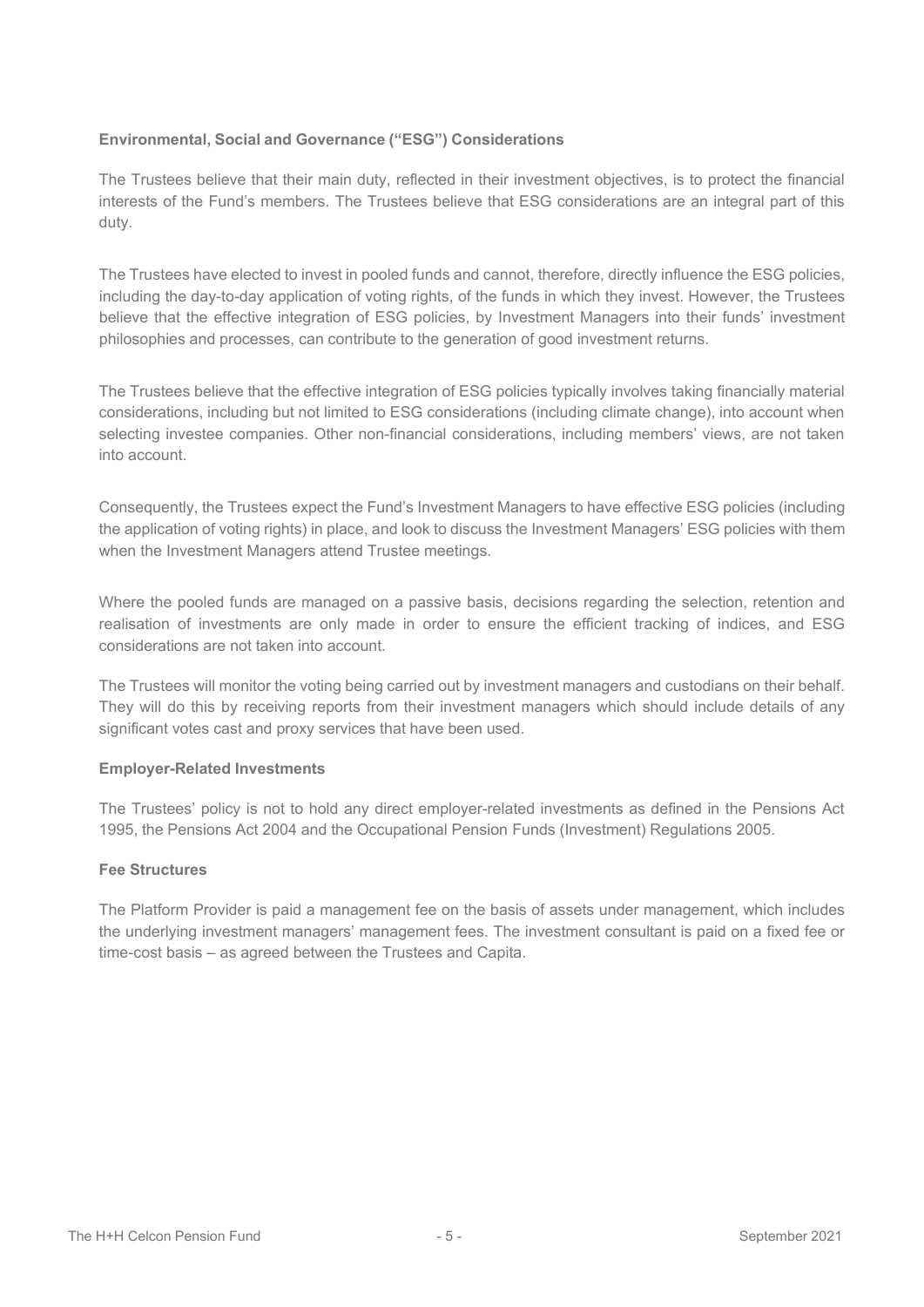### Environmental, Social and Governance ("ESG") Considerations

The Trustees believe that their main duty, reflected in their investment objectives, is to protect the financial interests of the Fund's members. The Trustees believe that ESG considerations are an integral part of this duty.

The Trustees have elected to invest in pooled funds and cannot, therefore, directly influence the ESG policies, including the day-to-day application of voting rights, of the funds in which they invest. However, the Trustees believe that the effective integration of ESG policies, by Investment Managers into their funds' investment philosophies and processes, can contribute to the generation of good investment returns.

The Trustees believe that the effective integration of ESG policies typically involves taking financially material considerations, including but not limited to ESG considerations (including climate change), into account when selecting investee companies. Other non-financial considerations, including members' views, are not taken into account.

Consequently, the Trustees expect the Fund's Investment Managers to have effective ESG policies (including the application of voting rights) in place, and look to discuss the Investment Managers' ESG policies with them when the Investment Managers attend Trustee meetings.

Where the pooled funds are managed on a passive basis, decisions regarding the selection, retention and realisation of investments are only made in order to ensure the efficient tracking of indices, and ESG considerations are not taken into account.

The Trustees will monitor the voting being carried out by investment managers and custodians on their behalf. They will do this by receiving reports from their investment managers which should include details of any significant votes cast and proxy services that have been used.

### Employer-Related Investments

The Trustees' policy is not to hold any direct employer-related investments as defined in the Pensions Act 1995, the Pensions Act 2004 and the Occupational Pension Funds (Investment) Regulations 2005.

### Fee Structures

The Platform Provider is paid a management fee on the basis of assets under management, which includes the underlying investment managers' management fees. The investment consultant is paid on a fixed fee or time-cost basis – as agreed between the Trustees and Capita.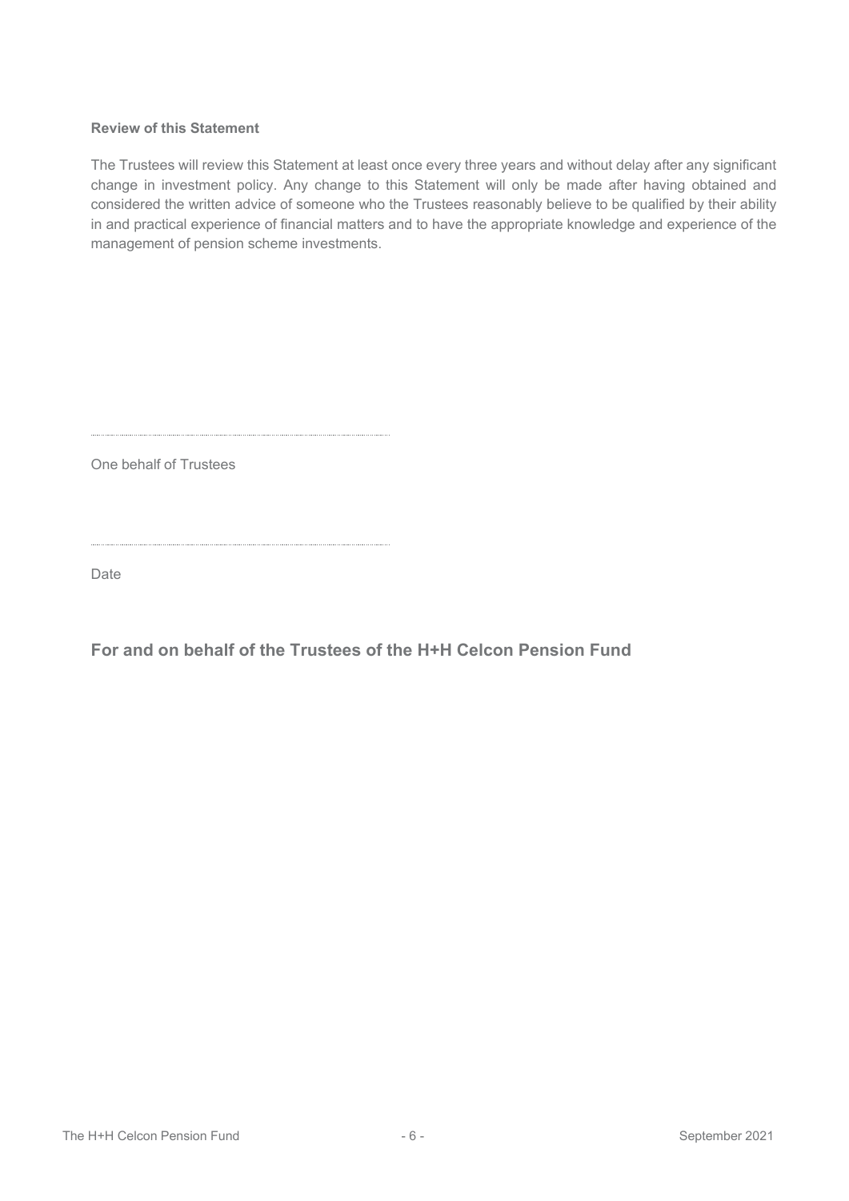**Review of this Statement**

The Trustees will review this Statement at least once every three years and without delay after any significant change in investment policy. Any change to this Statement will only be made after having obtained and considered the written advice of someone who the Trustees reasonably believe to be qualified by their ability in and practical experience of financial matters and to have the appropriate knowledge and experience of the management of pension scheme investments.

.............................................................................................

One behalf of Trustees

.............................................................................................

Date

## For and on behalf of the Trustees of the H+H Celcon Pension Fund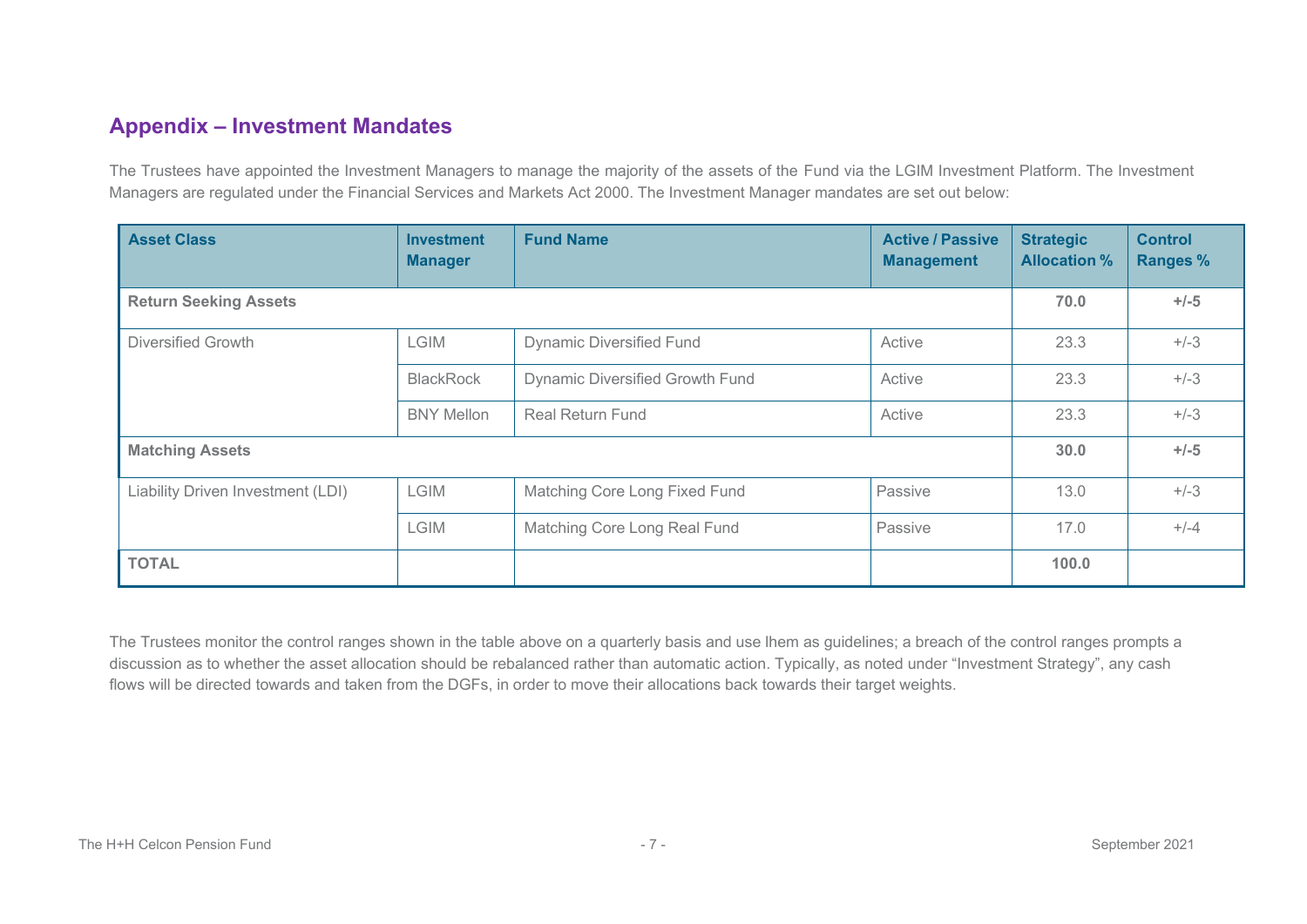## Appendix – Investment Mandates

The Trustees have appointed the Investment Managers to manage the majority of the assets of the Fund via the LGIM Investment Platform. The Investment Managers are regulated under the Financial Services and Markets Act 2000. The Investment Manager mandates are set out below:

| Asset Class | Investment Manager | Fund Name | Active / Passive Management | Strategic Allocation % | Control Ranges % |
|---|---|---|---|---|---|
| **Return Seeking Assets** | | | | **70.0** | **+/-5** |
| Diversified Growth | LGIM | Dynamic Diversified Fund | Active | 23.3 | +/-3 |
| | BlackRock | Dynamic Diversified Growth Fund | Active | 23.3 | +/-3 |
| | BNY Mellon | Real Return Fund | Active | 23.3 | +/-3 |
| **Matching Assets** | | | | **30.0** | **+/-5** |
| Liability Driven Investment (LDI) | LGIM | Matching Core Long Fixed Fund | Passive | 13.0 | +/-3 |
| | LGIM | Matching Core Long Real Fund | Passive | 17.0 | +/-4 |
| **TOTAL** | | | | **100.0** | |

The Trustees monitor the control ranges shown in the table above on a quarterly basis and use lhem as guidelines; a breach of the control ranges prompts a discussion as to whether the asset allocation should be rebalanced rather than automatic action. Typically, as noted under "Investment Strategy", any cash flows will be directed towards and taken from the DGFs, in order to move their allocations back towards their target weights.